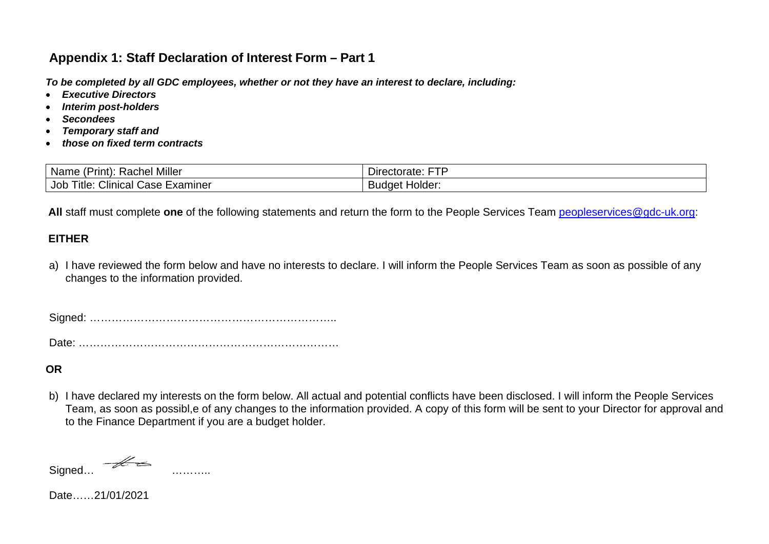## Appendix 1: Staff Declaration of Interest Form – Part 1

***To be completed by all GDC employees, whether or not they have an interest to declare, including:***

- ***Executive Directors***
- ***Interim post-holders***
- ***Secondees***
- ***Temporary staff and***
- ***those on fixed term contracts***

| Name (Print): Rachel Miller | Directorate: FTP |
|---|---|
| Job Title: Clinical Case Examiner | Budget Holder: |

**All** staff must complete **one** of the following statements and return the form to the People Services Team peopleservices@gdc-uk.org:

**EITHER**

a) I have reviewed the form below and have no interests to declare. I will inform the People Services Team as soon as possible of any changes to the information provided.

Signed: ……………………………………………………………..

Date: ………………………………………………………………

**OR**

b) I have declared my interests on the form below. All actual and potential conflicts have been disclosed. I will inform the People Services Team, as soon as possibl,e of any changes to the information provided. A copy of this form will be sent to your Director for approval and to the Finance Department if you are a budget holder.

Signed… ………..

Date……21/01/2021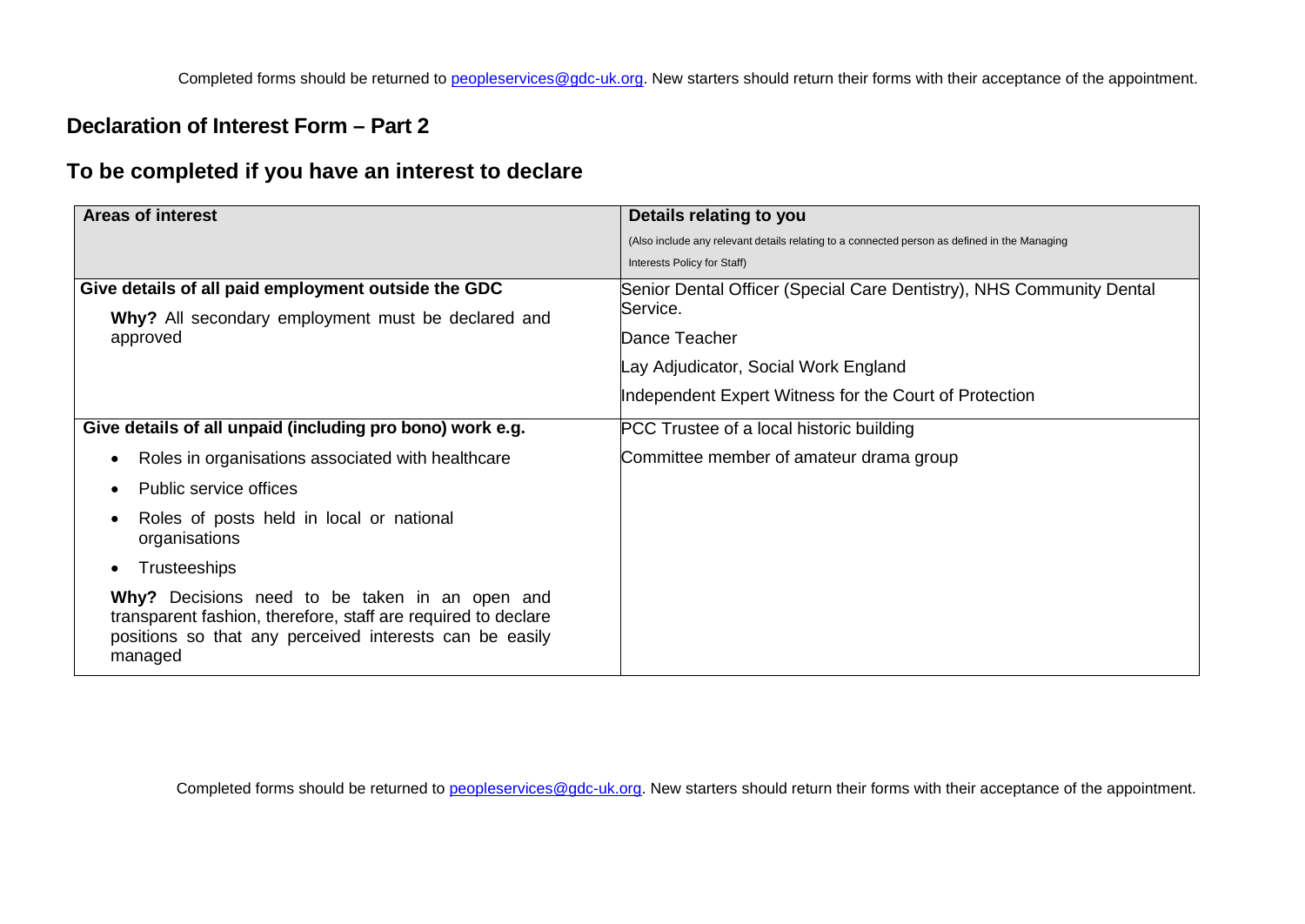Completed forms should be returned to peopleservices@gdc-uk.org. New starters should return their forms with their acceptance of the appointment.

## Declaration of Interest Form – Part 2

## To be completed if you have an interest to declare

| **Areas of interest** | **Details relating to you**<br>(Also include any relevant details relating to a connected person as defined in the Managing Interests Policy for Staff) |
|---|---|
| **Give details of all paid employment outside the GDC**<br>**Why?** All secondary employment must be declared and approved | Senior Dental Officer (Special Care Dentistry), NHS Community Dental Service.<br>Dance Teacher<br>Lay Adjudicator, Social Work England<br>Independent Expert Witness for the Court of Protection |
| **Give details of all unpaid (including pro bono) work e.g.**<br>• Roles in organisations associated with healthcare<br>• Public service offices<br>• Roles of posts held in local or national organisations<br>• Trusteeships<br>**Why?** Decisions need to be taken in an open and transparent fashion, therefore, staff are required to declare positions so that any perceived interests can be easily managed | PCC Trustee of a local historic building<br>Committee member of amateur drama group |

Completed forms should be returned to peopleservices@gdc-uk.org. New starters should return their forms with their acceptance of the appointment.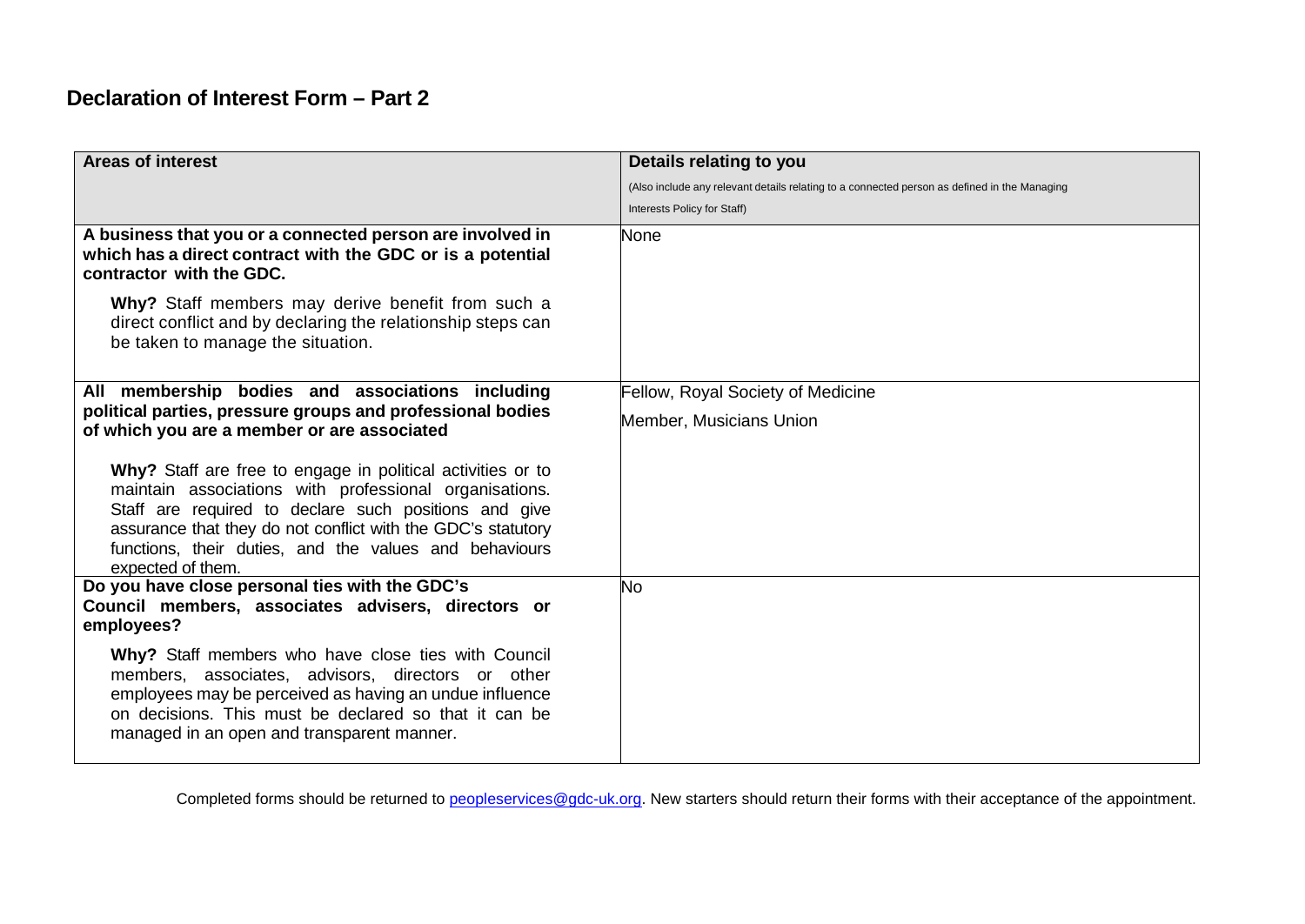## Declaration of Interest Form – Part 2

| Areas of interest | Details relating to you<br>(Also include any relevant details relating to a connected person as defined in the Managing Interests Policy for Staff) |
|---|---|
| **A business that you or a connected person are involved in which has a direct contract with the GDC or is a potential contractor with the GDC.**<br><br>**Why?** Staff members may derive benefit from such a direct conflict and by declaring the relationship steps can be taken to manage the situation. | None |
| **All membership bodies and associations including political parties, pressure groups and professional bodies of which you are a member or are associated**<br><br>**Why?** Staff are free to engage in political activities or to maintain associations with professional organisations. Staff are required to declare such positions and give assurance that they do not conflict with the GDC's statutory functions, their duties, and the values and behaviours expected of them. | Fellow, Royal Society of Medicine<br>Member, Musicians Union |
| **Do you have close personal ties with the GDC's Council members, associates advisers, directors or employees?**<br><br>**Why?** Staff members who have close ties with Council members, associates, advisors, directors or other employees may be perceived as having an undue influence on decisions. This must be declared so that it can be managed in an open and transparent manner. | No |

Completed forms should be returned to peopleservices@gdc-uk.org. New starters should return their forms with their acceptance of the appointment.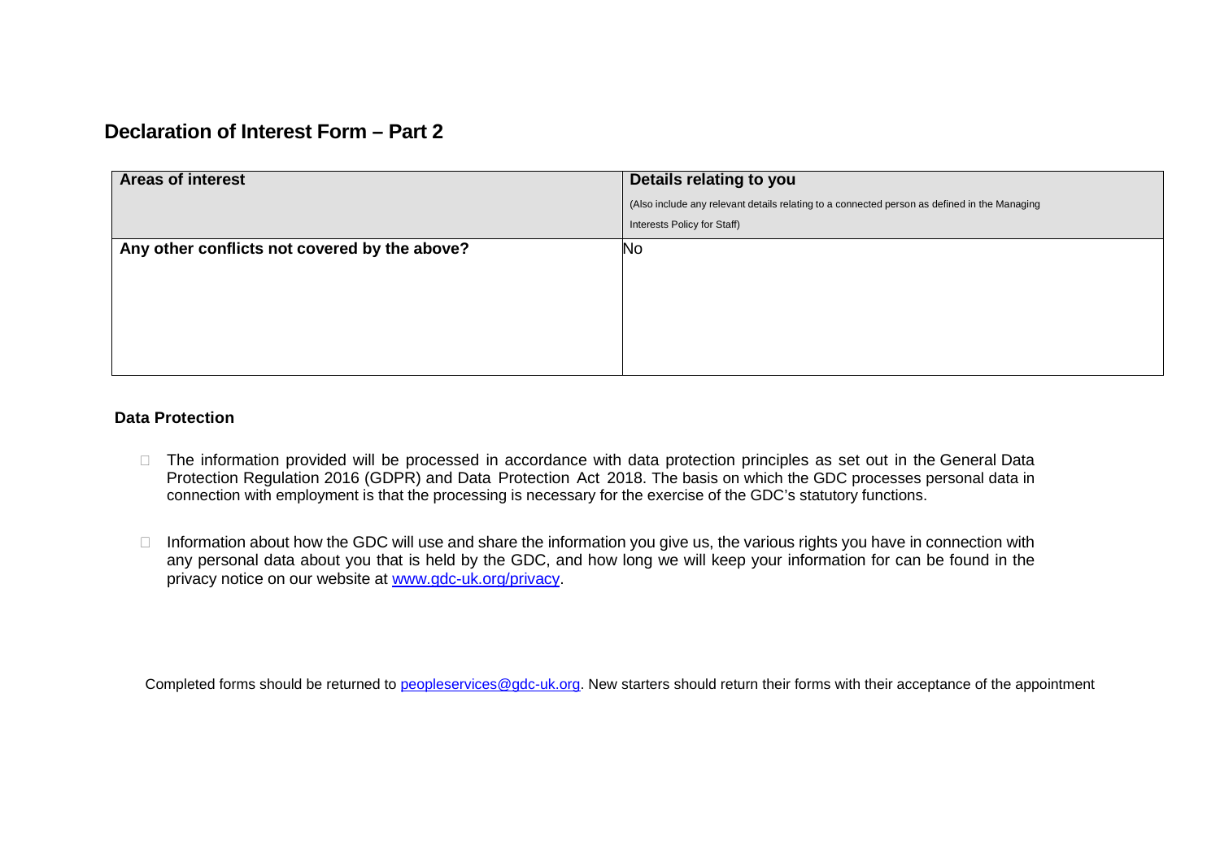## Declaration of Interest Form – Part 2

| Areas of interest | Details relating to you (Also include any relevant details relating to a connected person as defined in the Managing Interests Policy for Staff) |
|---|---|
| **Any other conflicts not covered by the above?** | No |

**Data Protection**

- The information provided will be processed in accordance with data protection principles as set out in the General Data Protection Regulation 2016 (GDPR) and Data Protection Act 2018. The basis on which the GDC processes personal data in connection with employment is that the processing is necessary for the exercise of the GDC's statutory functions.

- Information about how the GDC will use and share the information you give us, the various rights you have in connection with any personal data about you that is held by the GDC, and how long we will keep your information for can be found in the privacy notice on our website at [www.gdc-uk.org/privacy](http://www.gdc-uk.org/privacy).

Completed forms should be returned to [peopleservices@gdc-uk.org](mailto:peopleservices@gdc-uk.org). New starters should return their forms with their acceptance of the appointment